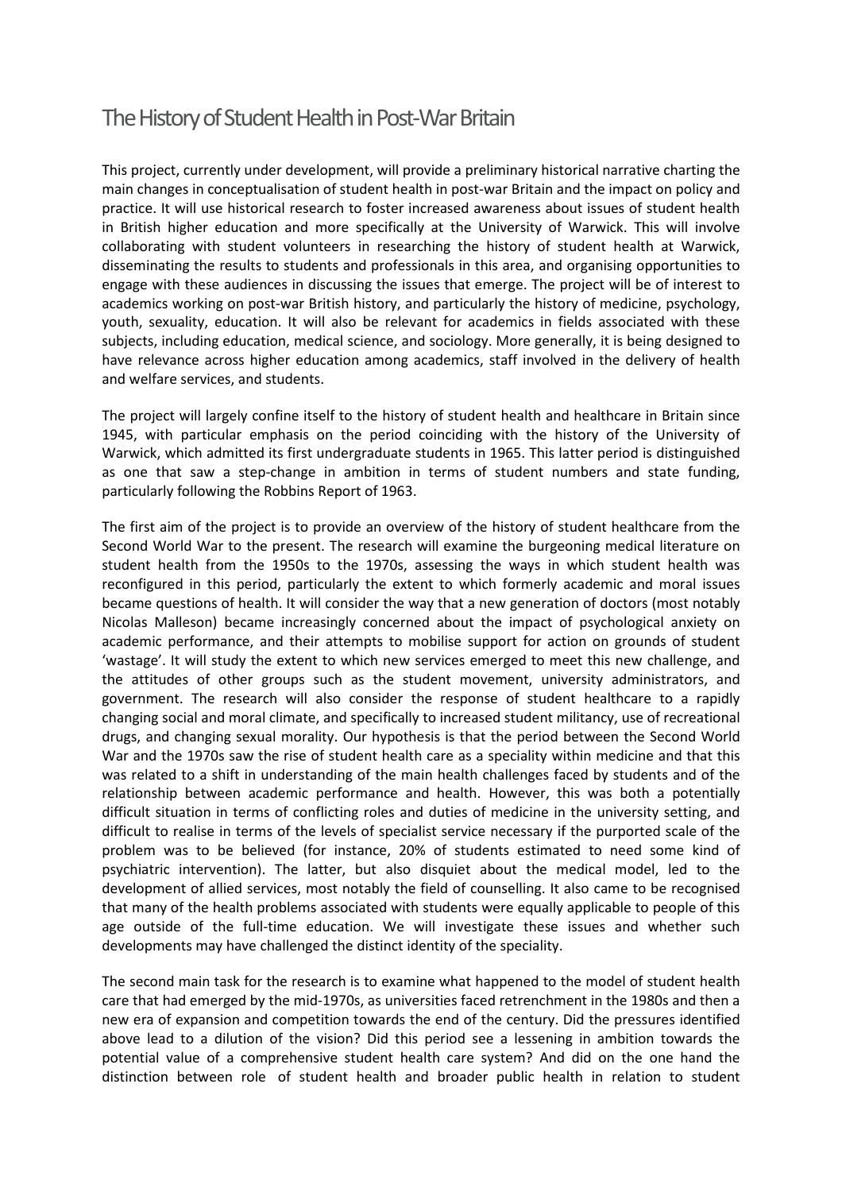# The History of Student Health in Post-War Britain

This project, currently under development, will provide a preliminary historical narrative charting the main changes in conceptualisation of student health in post-war Britain and the impact on policy and practice. It will use historical research to foster increased awareness about issues of student health in British higher education and more specifically at the University of Warwick. This will involve collaborating with student volunteers in researching the history of student health at Warwick, disseminating the results to students and professionals in this area, and organising opportunities to engage with these audiences in discussing the issues that emerge. The project will be of interest to academics working on post-war British history, and particularly the history of medicine, psychology, youth, sexuality, education. It will also be relevant for academics in fields associated with these subjects, including education, medical science, and sociology. More generally, it is being designed to have relevance across higher education among academics, staff involved in the delivery of health and welfare services, and students.

The project will largely confine itself to the history of student health and healthcare in Britain since 1945, with particular emphasis on the period coinciding with the history of the University of Warwick, which admitted its first undergraduate students in 1965. This latter period is distinguished as one that saw a step-change in ambition in terms of student numbers and state funding, particularly following the Robbins Report of 1963.

The first aim of the project is to provide an overview of the history of student healthcare from the Second World War to the present. The research will examine the burgeoning medical literature on student health from the 1950s to the 1970s, assessing the ways in which student health was reconfigured in this period, particularly the extent to which formerly academic and moral issues became questions of health. It will consider the way that a new generation of doctors (most notably Nicolas Malleson) became increasingly concerned about the impact of psychological anxiety on academic performance, and their attempts to mobilise support for action on grounds of student 'wastage'. It will study the extent to which new services emerged to meet this new challenge, and the attitudes of other groups such as the student movement, university administrators, and government. The research will also consider the response of student healthcare to a rapidly changing social and moral climate, and specifically to increased student militancy, use of recreational drugs, and changing sexual morality. Our hypothesis is that the period between the Second World War and the 1970s saw the rise of student health care as a speciality within medicine and that this was related to a shift in understanding of the main health challenges faced by students and of the relationship between academic performance and health. However, this was both a potentially difficult situation in terms of conflicting roles and duties of medicine in the university setting, and difficult to realise in terms of the levels of specialist service necessary if the purported scale of the problem was to be believed (for instance, 20% of students estimated to need some kind of psychiatric intervention). The latter, but also disquiet about the medical model, led to the development of allied services, most notably the field of counselling. It also came to be recognised that many of the health problems associated with students were equally applicable to people of this age outside of the full-time education. We will investigate these issues and whether such developments may have challenged the distinct identity of the speciality.

The second main task for the research is to examine what happened to the model of student health care that had emerged by the mid-1970s, as universities faced retrenchment in the 1980s and then a new era of expansion and competition towards the end of the century. Did the pressures identified above lead to a dilution of the vision? Did this period see a lessening in ambition towards the potential value of a comprehensive student health care system? And did on the one hand the distinction between role of student health and broader public health in relation to student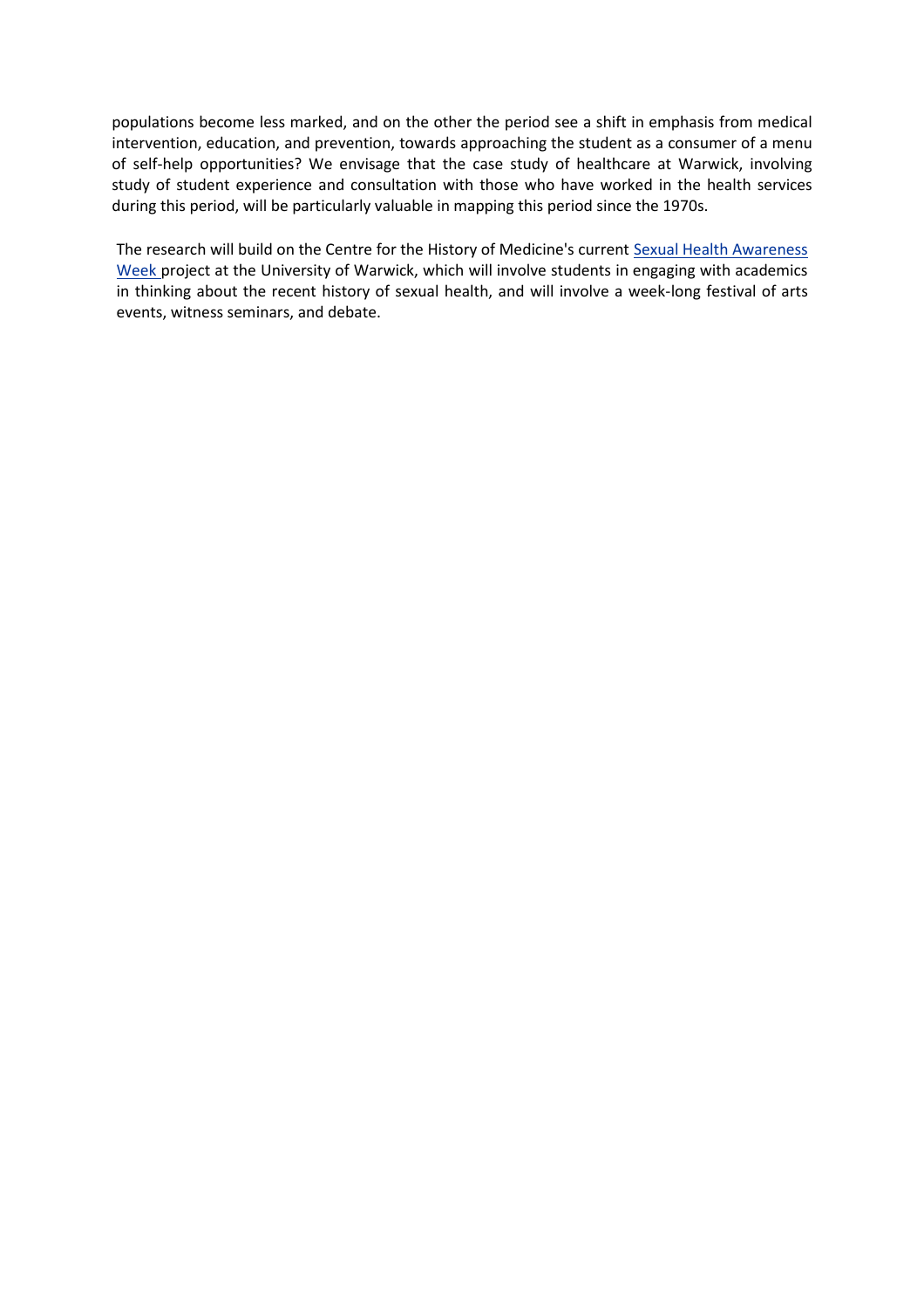populations become less marked, and on the other the period see a shift in emphasis from medical intervention, education, and prevention, towards approaching the student as a consumer of a menu of self-help opportunities? We envisage that the case study of healthcare at Warwick, involving study of student experience and consultation with those who have worked in the health services during this period, will be particularly valuable in mapping this period since the 1970s.

The research will build on the Centre for the History of Medicine's current Sexual Health Awareness Week project at the University of Warwick, which will involve students in engaging with academics in thinking about the recent history of sexual health, and will involve a week-long festival of arts events, witness seminars, and debate.